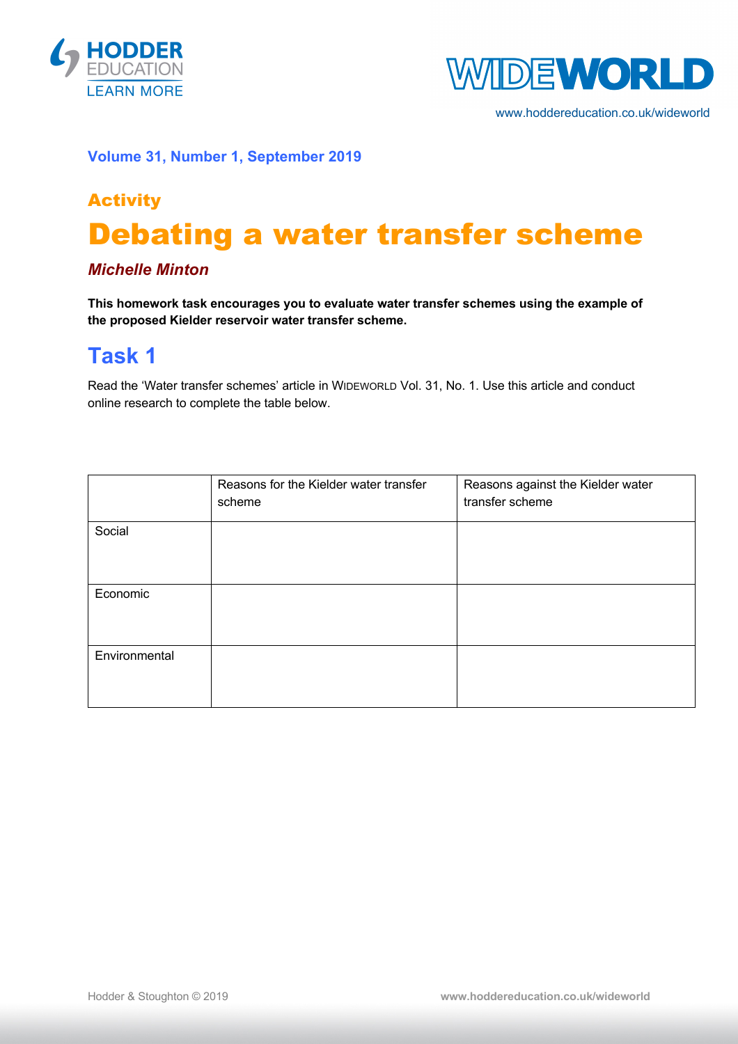**Volume 31, Number 1, September 2019**

## Activity

# Debating a water transfer scheme

***Michelle Minton***

**This homework task encourages you to evaluate water transfer schemes using the example of the proposed Kielder reservoir water transfer scheme.**

## Task 1

Read the 'Water transfer schemes' article in WIDEWORLD Vol. 31, No. 1. Use this article and conduct online research to complete the table below.

| | Reasons for the Kielder water transfer scheme | Reasons against the Kielder water transfer scheme |
|---|---|---|
| Social | | |
| Economic | | |
| Environmental | | |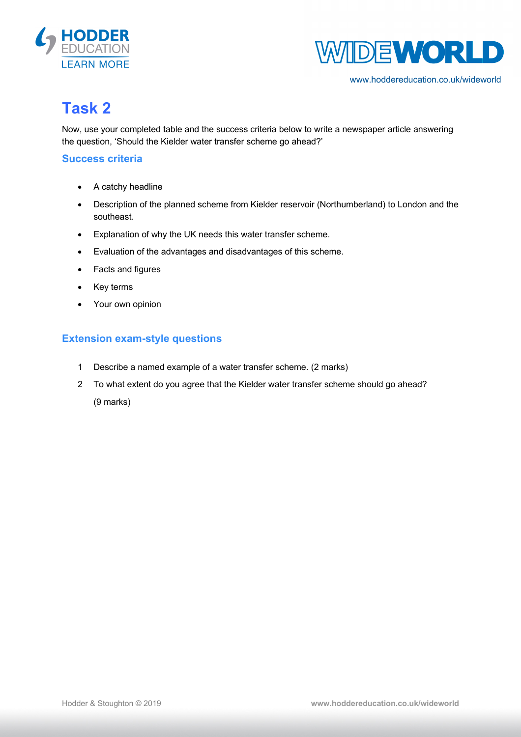## Task 2

Now, use your completed table and the success criteria below to write a newspaper article answering the question, 'Should the Kielder water transfer scheme go ahead?'

### Success criteria

- A catchy headline
- Description of the planned scheme from Kielder reservoir (Northumberland) to London and the southeast.
- Explanation of why the UK needs this water transfer scheme.
- Evaluation of the advantages and disadvantages of this scheme.
- Facts and figures
- Key terms
- Your own opinion

### Extension exam-style questions

1. Describe a named example of a water transfer scheme. (2 marks)
2. To what extent do you agree that the Kielder water transfer scheme should go ahead? (9 marks)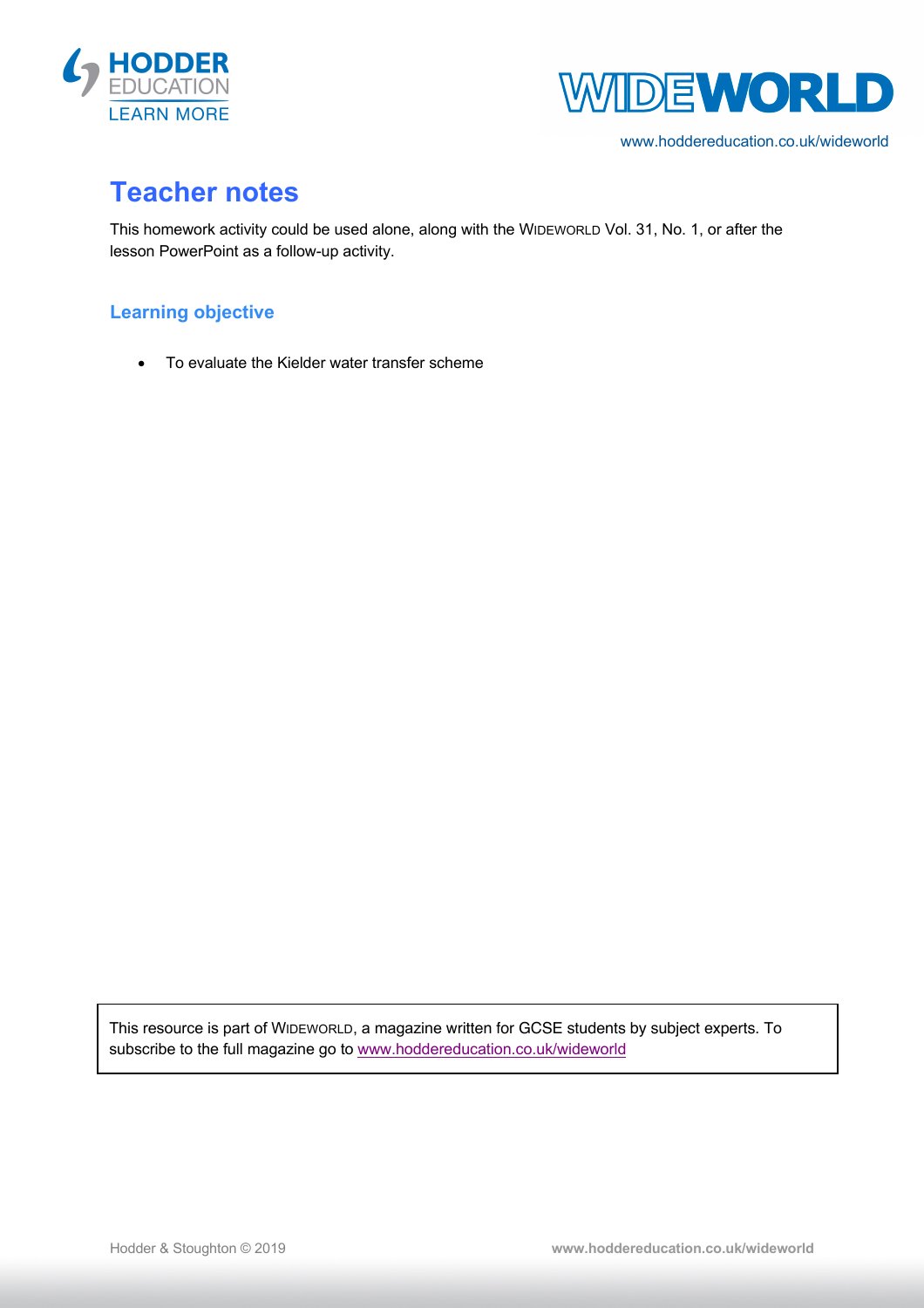# Teacher notes

This homework activity could be used alone, along with the WIDEWORLD Vol. 31, No. 1, or after the lesson PowerPoint as a follow-up activity.

## Learning objective

- To evaluate the Kielder water transfer scheme

This resource is part of WIDEWORLD, a magazine written for GCSE students by subject experts. To subscribe to the full magazine go to www.hoddereducation.co.uk/wideworld